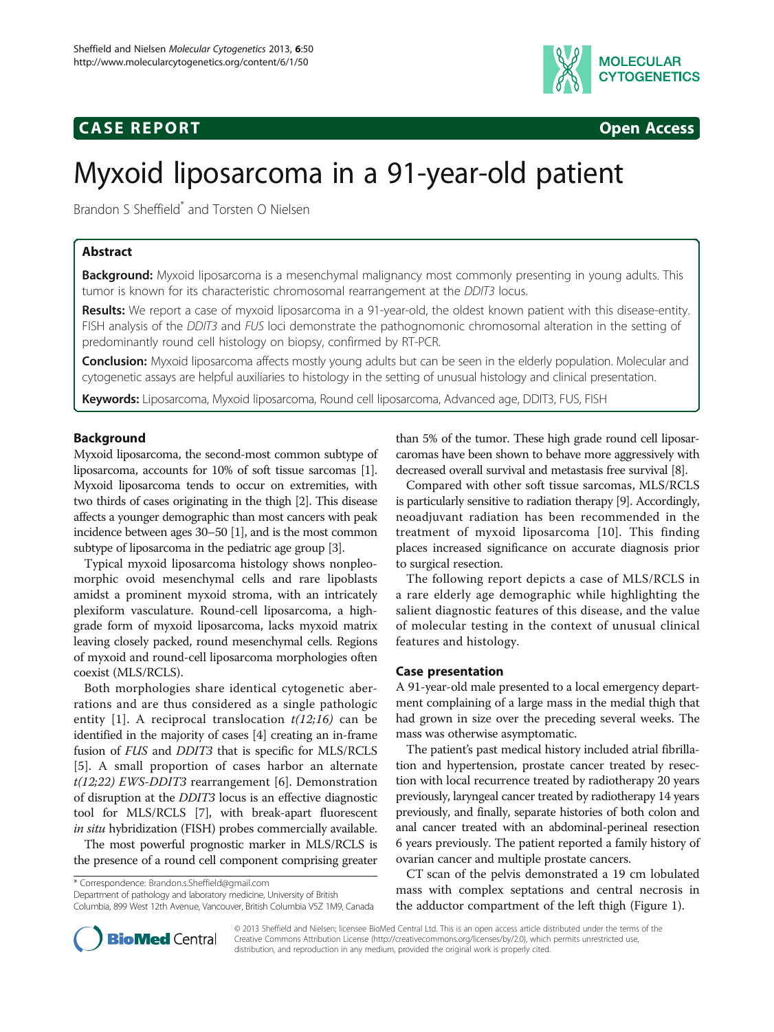**CASE REPORT** **Open Access**

# Myxoid liposarcoma in a 91-year-old patient

Brandon S Sheffield* and Torsten O Nielsen

## Abstract

**Background:** Myxoid liposarcoma is a mesenchymal malignancy most commonly presenting in young adults. This tumor is known for its characteristic chromosomal rearrangement at the *DDIT3* locus.

**Results:** We report a case of myxoid liposarcoma in a 91-year-old, the oldest known patient with this disease-entity. FISH analysis of the *DDIT3* and *FUS* loci demonstrate the pathognomonic chromosomal alteration in the setting of predominantly round cell histology on biopsy, confirmed by RT-PCR.

**Conclusion:** Myxoid liposarcoma affects mostly young adults but can be seen in the elderly population. Molecular and cytogenetic assays are helpful auxiliaries to histology in the setting of unusual histology and clinical presentation.

**Keywords:** Liposarcoma, Myxoid liposarcoma, Round cell liposarcoma, Advanced age, DDIT3, FUS, FISH

## Background

Myxoid liposarcoma, the second-most common subtype of liposarcoma, accounts for 10% of soft tissue sarcomas [1]. Myxoid liposarcoma tends to occur on extremities, with two thirds of cases originating in the thigh [2]. This disease affects a younger demographic than most cancers with peak incidence between ages 30–50 [1], and is the most common subtype of liposarcoma in the pediatric age group [3].

Typical myxoid liposarcoma histology shows nonpleomorphic ovoid mesenchymal cells and rare lipoblasts amidst a prominent myxoid stroma, with an intricately plexiform vasculature. Round-cell liposarcoma, a high-grade form of myxoid liposarcoma, lacks myxoid matrix leaving closely packed, round mesenchymal cells. Regions of myxoid and round-cell liposarcoma morphologies often coexist (MLS/RCLS).

Both morphologies share identical cytogenetic aberrations and are thus considered as a single pathologic entity [1]. A reciprocal translocation *t(12;16)* can be identified in the majority of cases [4] creating an in-frame fusion of *FUS* and *DDIT3* that is specific for MLS/RCLS [5]. A small proportion of cases harbor an alternate *t(12;22) EWS-DDIT3* rearrangement [6]. Demonstration of disruption at the *DDIT3* locus is an effective diagnostic tool for MLS/RCLS [7], with break-apart fluorescent *in situ* hybridization (FISH) probes commercially available.

The most powerful prognostic marker in MLS/RCLS is the presence of a round cell component comprising greater than 5% of the tumor. These high grade round cell liposarcomas have been shown to behave more aggressively with decreased overall survival and metastasis free survival [8].

Compared with other soft tissue sarcomas, MLS/RCLS is particularly sensitive to radiation therapy [9]. Accordingly, neoadjuvant radiation has been recommended in the treatment of myxoid liposarcoma [10]. This finding places increased significance on accurate diagnosis prior to surgical resection.

The following report depicts a case of MLS/RCLS in a rare elderly age demographic while highlighting the salient diagnostic features of this disease, and the value of molecular testing in the context of unusual clinical features and histology.

## Case presentation

A 91-year-old male presented to a local emergency department complaining of a large mass in the medial thigh that had grown in size over the preceding several weeks. The mass was otherwise asymptomatic.

The patient's past medical history included atrial fibrillation and hypertension, prostate cancer treated by resection with local recurrence treated by radiotherapy 20 years previously, laryngeal cancer treated by radiotherapy 14 years previously, and finally, separate histories of both colon and anal cancer treated with an abdominal-perineal resection 6 years previously. The patient reported a family history of ovarian cancer and multiple prostate cancers.

CT scan of the pelvis demonstrated a 19 cm lobulated mass with complex septations and central necrosis in the adductor compartment of the left thigh (Figure 1).

\* Correspondence: Brandon.s.Sheffield@gmail.com
Department of pathology and laboratory medicine, University of British Columbia, 899 West 12th Avenue, Vancouver, British Columbia V5Z 1M9, Canada

© 2013 Sheffield and Nielsen; licensee BioMed Central Ltd. This is an open access article distributed under the terms of the Creative Commons Attribution License (http://creativecommons.org/licenses/by/2.0), which permits unrestricted use, distribution, and reproduction in any medium, provided the original work is properly cited.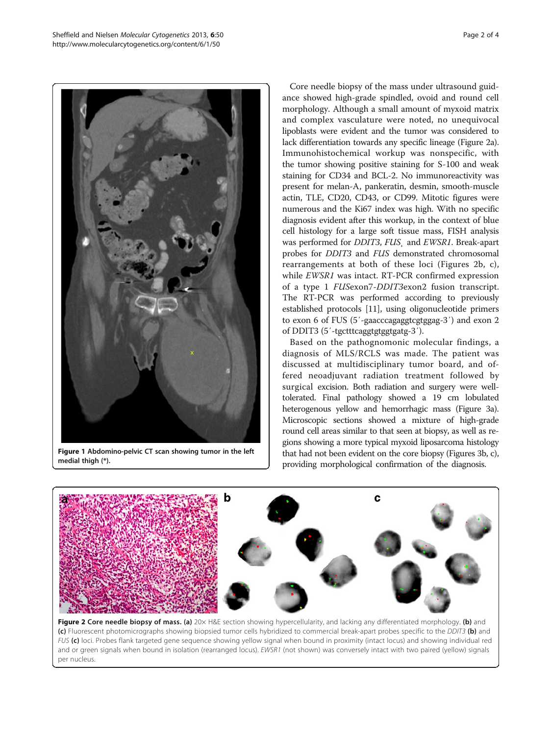Figure 1 Abdomino-pelvic CT scan showing tumor in the left medial thigh (*).

Core needle biopsy of the mass under ultrasound guidance showed high-grade spindled, ovoid and round cell morphology. Although a small amount of myxoid matrix and complex vasculature were noted, no unequivocal lipoblasts were evident and the tumor was considered to lack differentiation towards any specific lineage (Figure 2a). Immunohistochemical workup was nonspecific, with the tumor showing positive staining for S-100 and weak staining for CD34 and BCL-2. No immunoreactivity was present for melan-A, pankeratin, desmin, smooth-muscle actin, TLE, CD20, CD43, or CD99. Mitotic figures were numerous and the Ki67 index was high. With no specific diagnosis evident after this workup, in the context of blue cell histology for a large soft tissue mass, FISH analysis was performed for *DDIT3*, *FUS*, and *EWSR1*. Break-apart probes for *DDIT3* and *FUS* demonstrated chromosomal rearrangements at both of these loci (Figures 2b, c), while *EWSR1* was intact. RT-PCR confirmed expression of a type 1 *FUS*exon7-*DDIT3*exon2 fusion transcript. The RT-PCR was performed according to previously established protocols [11], using oligonucleotide primers to exon 6 of FUS (5′-gaacccagaggtcgtggag-3′) and exon 2 of DDIT3 (5′-tgctttcaggtgtggtgatg-3′).

Based on the pathognomonic molecular findings, a diagnosis of MLS/RCLS was made. The patient was discussed at multidisciplinary tumor board, and offered neoadjuvant radiation treatment followed by surgical excision. Both radiation and surgery were well-tolerated. Final pathology showed a 19 cm lobulated heterogenous yellow and hemorrhagic mass (Figure 3a). Microscopic sections showed a mixture of high-grade round cell areas similar to that seen at biopsy, as well as regions showing a more typical myxoid liposarcoma histology that had not been evident on the core biopsy (Figures 3b, c), providing morphological confirmation of the diagnosis.

**Figure 2 Core needle biopsy of mass.** **(a)** 20× H&E section showing hypercellularity, and lacking any differentiated morphology. **(b)** and **(c)** Fluorescent photomicrographs showing biopsied tumor cells hybridized to commercial break-apart probes specific to the *DDIT3* **(b)** and *FUS* **(c)** loci. Probes flank targeted gene sequence showing yellow signal when bound in proximity (intact locus) and showing individual red and or green signals when bound in isolation (rearranged locus). *EWSR1* (not shown) was conversely intact with two paired (yellow) signals per nucleus.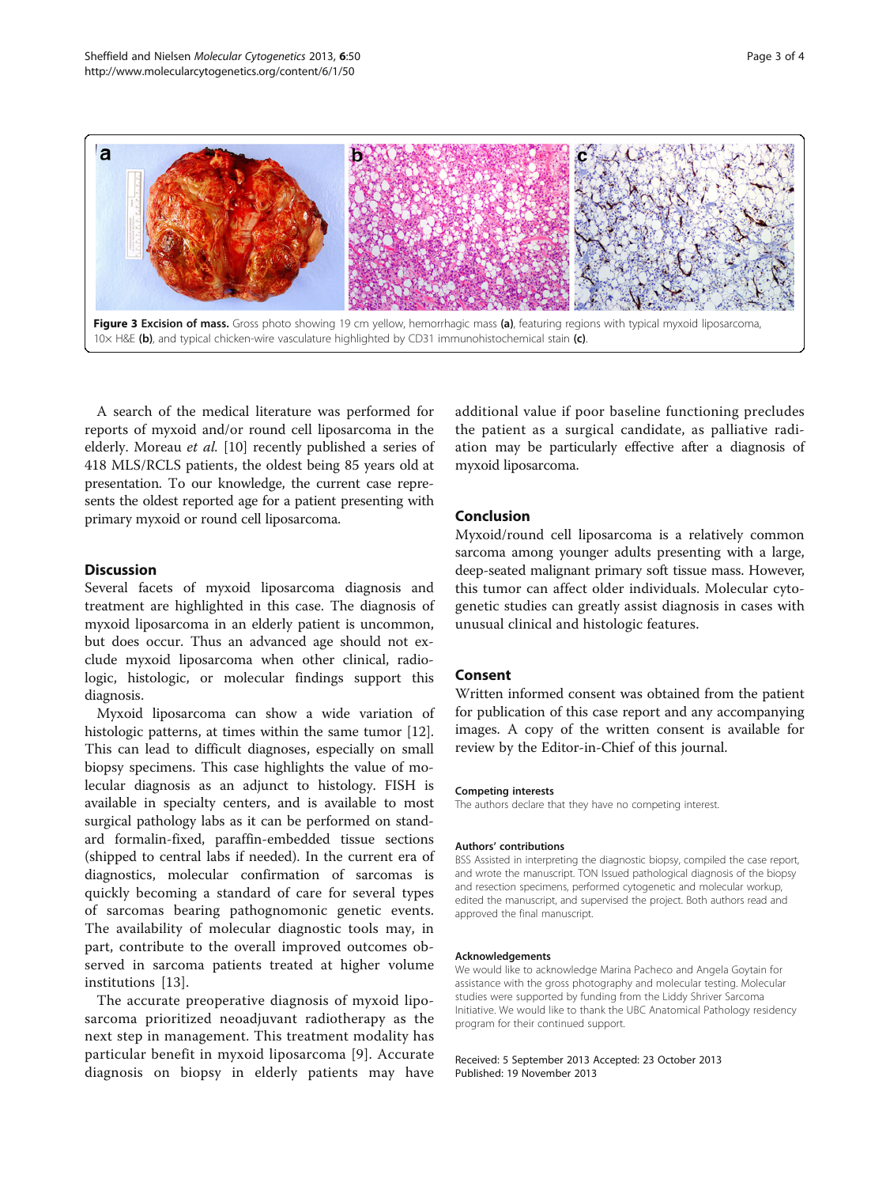**Figure 3 Excision of mass.** Gross photo showing 19 cm yellow, hemorrhagic mass **(a)**, featuring regions with typical myxoid liposarcoma, 10× H&E **(b)**, and typical chicken-wire vasculature highlighted by CD31 immunohistochemical stain **(c)**.

A search of the medical literature was performed for reports of myxoid and/or round cell liposarcoma in the elderly. Moreau *et al.* [10] recently published a series of 418 MLS/RCLS patients, the oldest being 85 years old at presentation. To our knowledge, the current case represents the oldest reported age for a patient presenting with primary myxoid or round cell liposarcoma.

## Discussion

Several facets of myxoid liposarcoma diagnosis and treatment are highlighted in this case. The diagnosis of myxoid liposarcoma in an elderly patient is uncommon, but does occur. Thus an advanced age should not exclude myxoid liposarcoma when other clinical, radiologic, histologic, or molecular findings support this diagnosis.

Myxoid liposarcoma can show a wide variation of histologic patterns, at times within the same tumor [12]. This can lead to difficult diagnoses, especially on small biopsy specimens. This case highlights the value of molecular diagnosis as an adjunct to histology. FISH is available in specialty centers, and is available to most surgical pathology labs as it can be performed on standard formalin-fixed, paraffin-embedded tissue sections (shipped to central labs if needed). In the current era of diagnostics, molecular confirmation of sarcomas is quickly becoming a standard of care for several types of sarcomas bearing pathognomonic genetic events. The availability of molecular diagnostic tools may, in part, contribute to the overall improved outcomes observed in sarcoma patients treated at higher volume institutions [13].

The accurate preoperative diagnosis of myxoid liposarcoma prioritized neoadjuvant radiotherapy as the next step in management. This treatment modality has particular benefit in myxoid liposarcoma [9]. Accurate diagnosis on biopsy in elderly patients may have additional value if poor baseline functioning precludes the patient as a surgical candidate, as palliative radiation may be particularly effective after a diagnosis of myxoid liposarcoma.

## Conclusion

Myxoid/round cell liposarcoma is a relatively common sarcoma among younger adults presenting with a large, deep-seated malignant primary soft tissue mass. However, this tumor can affect older individuals. Molecular cytogenetic studies can greatly assist diagnosis in cases with unusual clinical and histologic features.

## Consent

Written informed consent was obtained from the patient for publication of this case report and any accompanying images. A copy of the written consent is available for review by the Editor-in-Chief of this journal.

#### Competing interests

The authors declare that they have no competing interest.

#### Authors' contributions

BSS Assisted in interpreting the diagnostic biopsy, compiled the case report, and wrote the manuscript. TON Issued pathological diagnosis of the biopsy and resection specimens, performed cytogenetic and molecular workup, edited the manuscript, and supervised the project. Both authors read and approved the final manuscript.

#### Acknowledgements

We would like to acknowledge Marina Pacheco and Angela Goytain for assistance with the gross photography and molecular testing. Molecular studies were supported by funding from the Liddy Shriver Sarcoma Initiative. We would like to thank the UBC Anatomical Pathology residency program for their continued support.

Received: 5 September 2013 Accepted: 23 October 2013
Published: 19 November 2013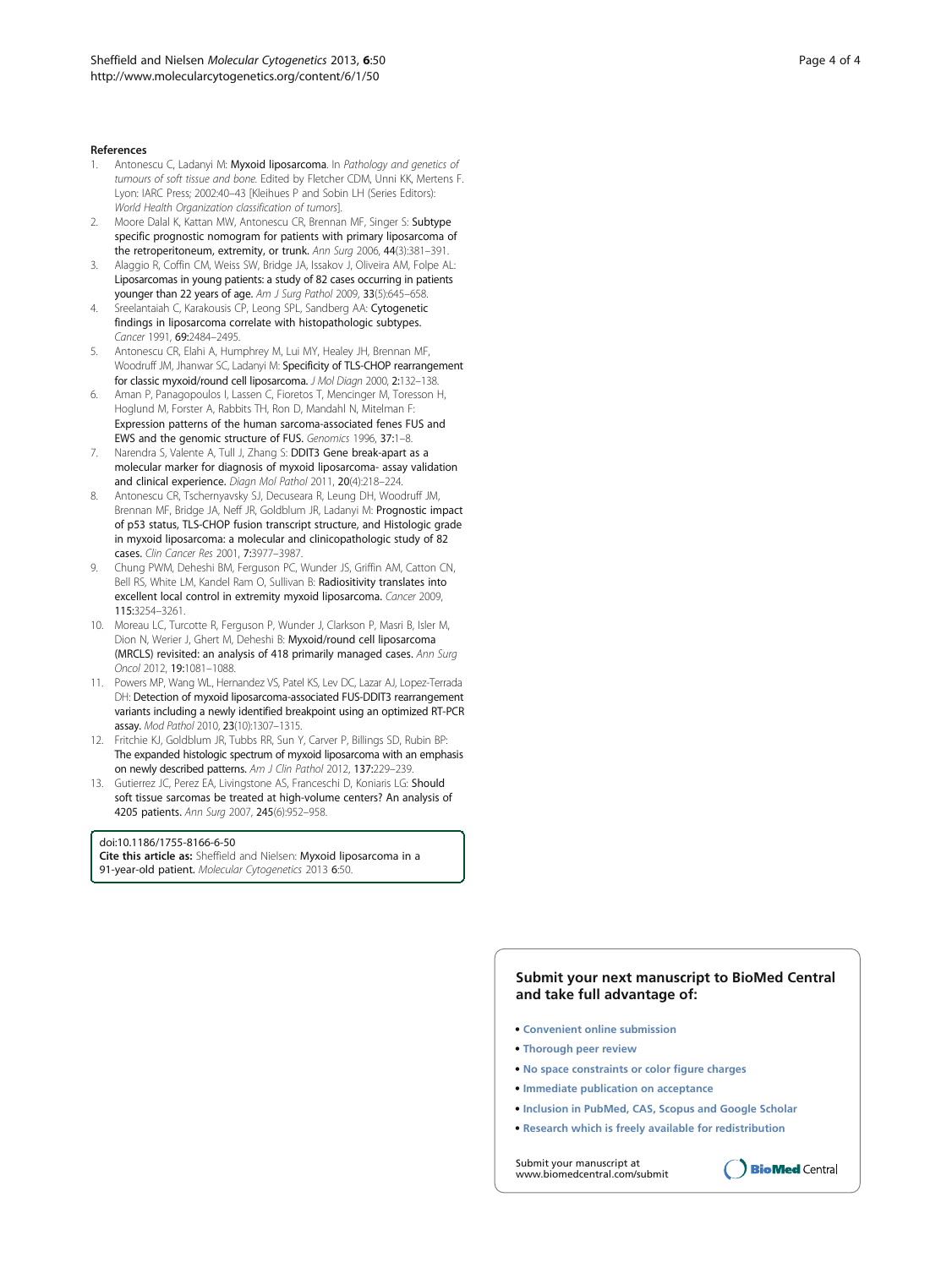## References

1. Antonescu C, Ladanyi M: **Myxoid liposarcoma**. In *Pathology and genetics of tumours of soft tissue and bone*. Edited by Fletcher CDM, Unni KK, Mertens F. Lyon: IARC Press; 2002:40–43 [Kleihues P and Sobin LH (Series Editors): *World Health Organization classification of tumors*].
2. Moore Dalal K, Kattan MW, Antonescu CR, Brennan MF, Singer S: **Subtype specific prognostic nomogram for patients with primary liposarcoma of the retroperitoneum, extremity, or trunk.** *Ann Surg* 2006, **44**(3):381–391.
3. Alaggio R, Coffin CM, Weiss SW, Bridge JA, Issakov J, Oliveira AM, Folpe AL: **Liposarcomas in young patients: a study of 82 cases occurring in patients younger than 22 years of age.** *Am J Surg Pathol* 2009, **33**(5):645–658.
4. Sreelantaiah C, Karakousis CP, Leong SPL, Sandberg AA: **Cytogenetic findings in liposarcoma correlate with histopathologic subtypes.** *Cancer* 1991, **69:**2484–2495.
5. Antonescu CR, Elahi A, Humphrey M, Lui MY, Healey JH, Brennan MF, Woodruff JM, Jhanwar SC, Ladanyi M: **Specificity of TLS-CHOP rearrangement for classic myxoid/round cell liposarcoma.** *J Mol Diagn* 2000, **2:**132–138.
6. Aman P, Panagopoulos I, Lassen C, Fioretos T, Mencinger M, Toresson H, Hoglund M, Forster A, Rabbits TH, Ron D, Mandahl N, Mitelman F: **Expression patterns of the human sarcoma-associated fenes FUS and EWS and the genomic structure of FUS.** *Genomics* 1996, **37:**1–8.
7. Narendra S, Valente A, Tull J, Zhang S: **DDIT3 Gene break-apart as a molecular marker for diagnosis of myxoid liposarcoma- assay validation and clinical experience.** *Diagn Mol Pathol* 2011, **20**(4):218–224.
8. Antonescu CR, Tschernyavsky SJ, Decuseara R, Leung DH, Woodruff JM, Brennan MF, Bridge JA, Neff JR, Goldblum JR, Ladanyi M: **Prognostic impact of p53 status, TLS-CHOP fusion transcript structure, and Histologic grade in myxoid liposarcoma: a molecular and clinicopathologic study of 82 cases.** *Clin Cancer Res* 2001, **7:**3977–3987.
9. Chung PWM, Deheshi BM, Ferguson PC, Wunder JS, Griffin AM, Catton CN, Bell RS, White LM, Kandel Ram O, Sullivan B: **Radiositivity translates into excellent local control in extremity myxoid liposarcoma.** *Cancer* 2009, **115:**3254–3261.
10. Moreau LC, Turcotte R, Ferguson P, Wunder J, Clarkson P, Masri B, Isler M, Dion N, Werier J, Ghert M, Deheshi B: **Myxoid/round cell liposarcoma (MRCLS) revisited: an analysis of 418 primarily managed cases.** *Ann Surg Oncol* 2012, **19:**1081–1088.
11. Powers MP, Wang WL, Hernandez VS, Patel KS, Lev DC, Lazar AJ, Lopez-Terrada DH: **Detection of myxoid liposarcoma-associated FUS-DDIT3 rearrangement variants including a newly identified breakpoint using an optimized RT-PCR assay.** *Mod Pathol* 2010, **23**(10):1307–1315.
12. Fritchie KJ, Goldblum JR, Tubbs RR, Sun Y, Carver P, Billings SD, Rubin BP: **The expanded histologic spectrum of myxoid liposarcoma with an emphasis on newly described patterns.** *Am J Clin Pathol* 2012, **137:**229–239.
13. Gutierrez JC, Perez EA, Livingstone AS, Franceschi D, Koniaris LG: **Should soft tissue sarcomas be treated at high-volume centers? An analysis of 4205 patients.** *Ann Surg* 2007, **245**(6):952–958.

doi:10.1186/1755-8166-6-50

**Cite this article as:** Sheffield and Nielsen: **Myxoid liposarcoma in a 91-year-old patient.** *Molecular Cytogenetics* 2013 **6**:50.

**Submit your next manuscript to BioMed Central and take full advantage of:**

- **Convenient online submission**
- **Thorough peer review**
- **No space constraints or color figure charges**
- **Immediate publication on acceptance**
- **Inclusion in PubMed, CAS, Scopus and Google Scholar**
- **Research which is freely available for redistribution**

Submit your manuscript at www.biomedcentral.com/submit

BioMed Central